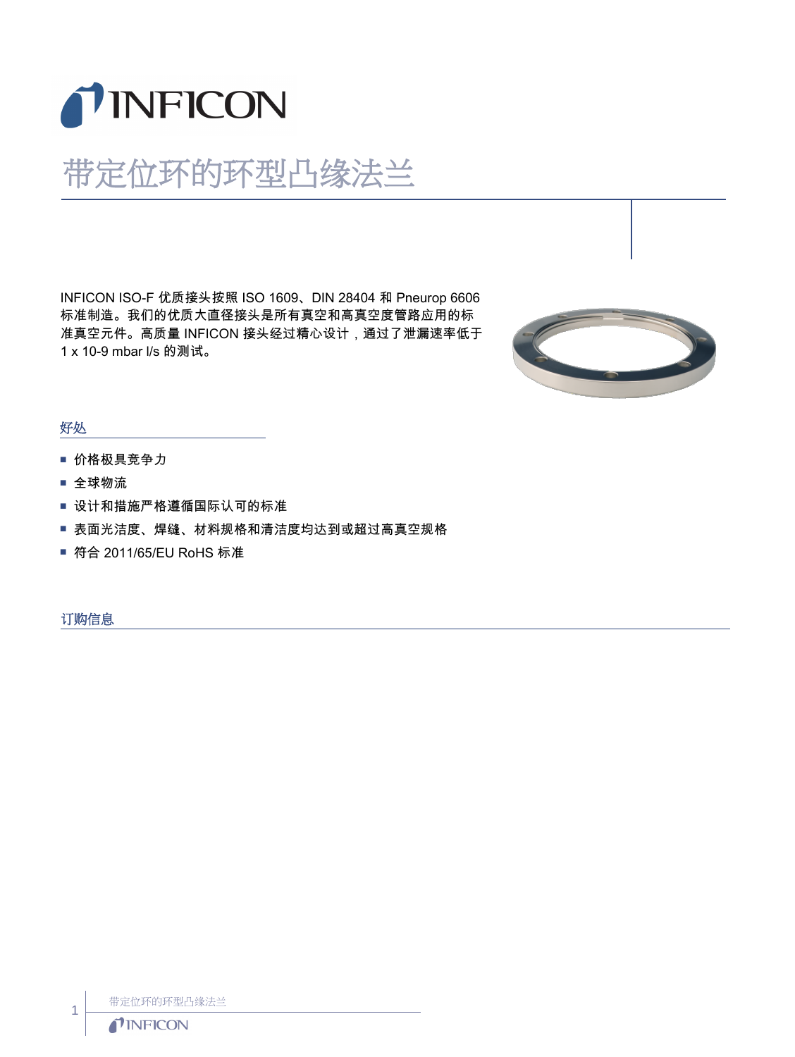# 带定位环的环型凸缘法兰

INFICON ISO-F 优质接头按照 ISO 1609、DIN 28404 和 Pneurop 6606 标准制造。我们的优质大直径接头是所有真空和高真空度管路应用的标准真空元件。高质量 INFICON 接头经过精心设计，通过了泄漏速率低于 1 x 10-9 mbar l/s 的测试。

## 好处

- 价格极具竞争力
- 全球物流
- 设计和措施严格遵循国际认可的标准
- 表面光洁度、焊缝、材料规格和清洁度均达到或超过高真空规格
- 符合 2011/65/EU RoHS 标准

## 订购信息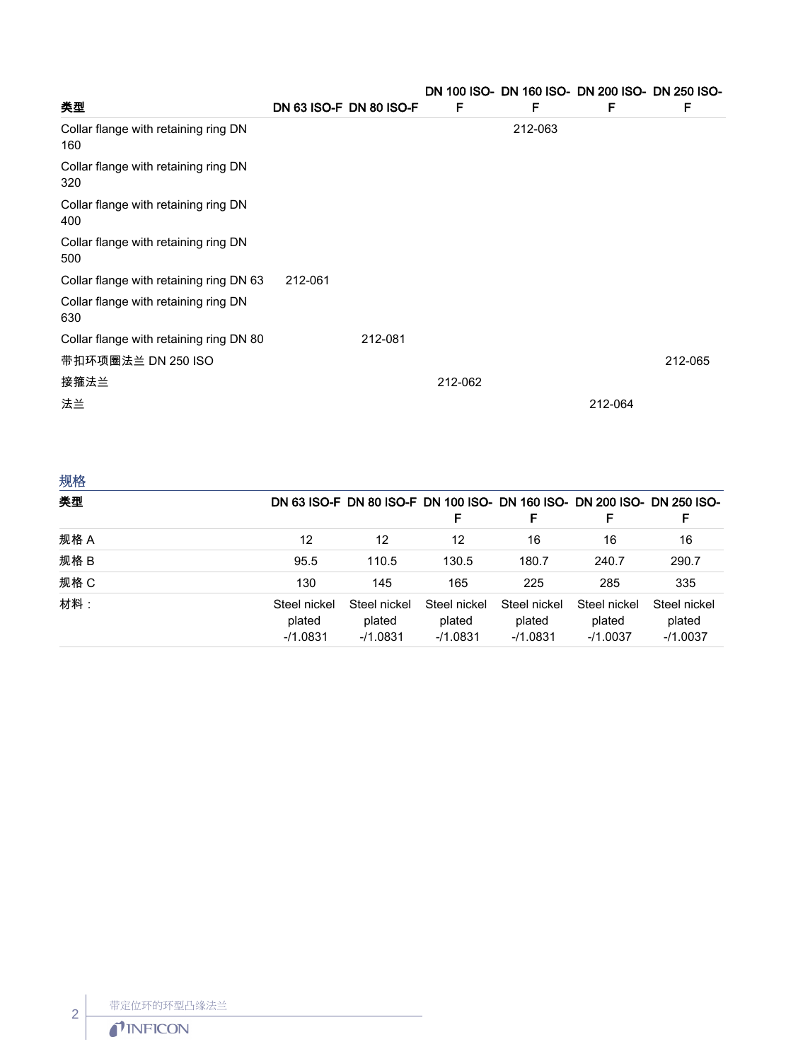| 类型 | DN 63 ISO-F | DN 80 ISO-F | DN 100 ISO-F | DN 160 ISO-F | DN 200 ISO-F | DN 250 ISO-F |
|---|---|---|---|---|---|---|
| Collar flange with retaining ring DN 160 | | | | 212-063 | | |
| Collar flange with retaining ring DN 320 | | | | | | |
| Collar flange with retaining ring DN 400 | | | | | | |
| Collar flange with retaining ring DN 500 | | | | | | |
| Collar flange with retaining ring DN 63 | 212-061 | | | | | |
| Collar flange with retaining ring DN 630 | | | | | | |
| Collar flange with retaining ring DN 80 | | 212-081 | | | | |
| 带扣环项圈法兰 DN 250 ISO | | | | | | 212-065 |
| 接箍法兰 | | | 212-062 | | | |
| 法兰 | | | | | 212-064 | |

## 规格

| 类型 | DN 63 ISO-F | DN 80 ISO-F | DN 100 ISO-F | DN 160 ISO-F | DN 200 ISO-F | DN 250 ISO-F |
|---|---|---|---|---|---|---|
| 规格 A | 12 | 12 | 12 | 16 | 16 | 16 |
| 规格 B | 95.5 | 110.5 | 130.5 | 180.7 | 240.7 | 290.7 |
| 规格 C | 130 | 145 | 165 | 225 | 285 | 335 |
| 材料： | Steel nickel plated -/1.0831 | Steel nickel plated -/1.0831 | Steel nickel plated -/1.0831 | Steel nickel plated -/1.0831 | Steel nickel plated -/1.0037 | Steel nickel plated -/1.0037 |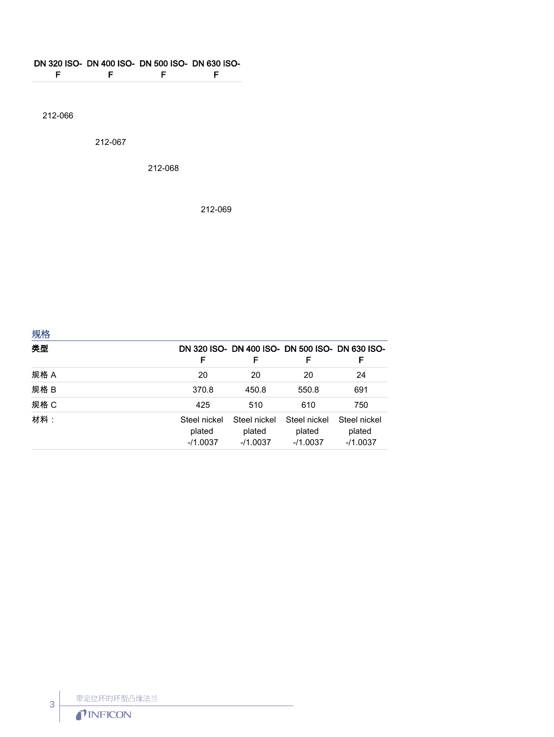| DN 320 ISO-F | DN 400 ISO-F | DN 500 ISO-F | DN 630 ISO-F |
|---|---|---|---|
| 212-066 | | | |
| | 212-067 | | |
| | | 212-068 | |
| | | | 212-069 |

## 规格

| 类型 | DN 320 ISO-F | DN 400 ISO-F | DN 500 ISO-F | DN 630 ISO-F |
|---|---|---|---|---|
| 规格 A | 20 | 20 | 20 | 24 |
| 规格 B | 370.8 | 450.8 | 550.8 | 691 |
| 规格 C | 425 | 510 | 610 | 750 |
| 材料： | Steel nickel plated -/1.0037 | Steel nickel plated -/1.0037 | Steel nickel plated -/1.0037 | Steel nickel plated -/1.0037 |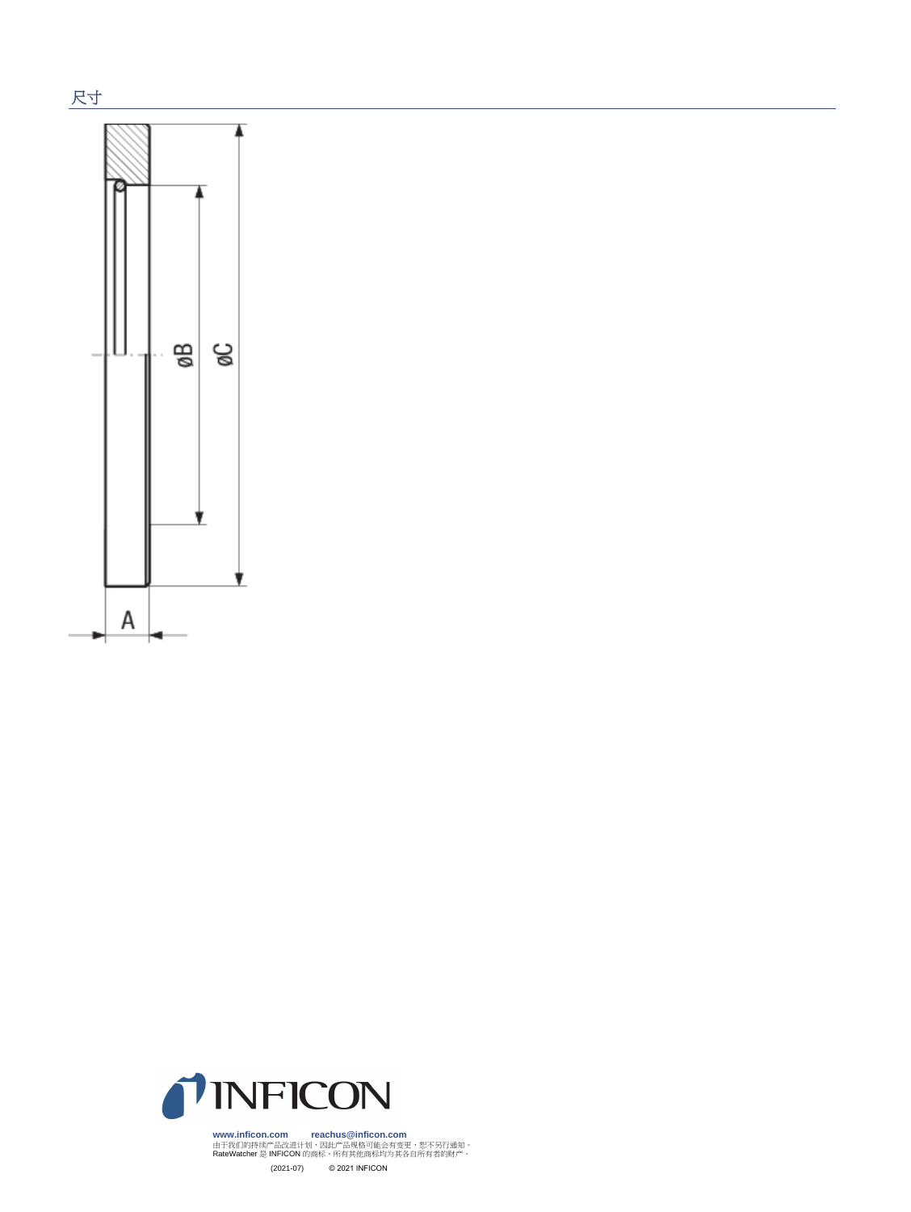## 尺寸

ØB
ØC
A

www.inficon.com reachus@inficon.com
由于我们的持续产品改进计划，因此产品规格可能会有变更，恕不另行通知。
RateWatcher 是 INFICON 的商标。所有其他商标均为其各自所有者的财产。

(2021-07) © 2021 INFICON